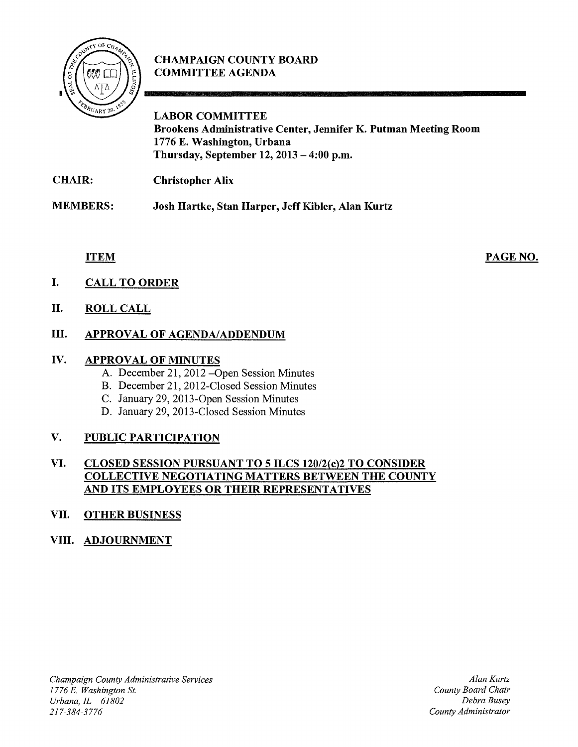# CHAMPAIGN COUNTY BOARD COMMITTEE AGENDA

## LABOR COMMITTEE

**Brookens Administrative Center, Jennifer K. Putman Meeting Room**
**1776 E. Washington, Urbana**
**Thursday, September 12, 2013 – 4:00 p.m.**

**CHAIR:** **Christopher Alix**

**MEMBERS:** **Josh Hartke, Stan Harper, Jeff Kibler, Alan Kurtz**

| ITEM | PAGE NO. |
|---|---|

**I. CALL TO ORDER**

**II. ROLL CALL**

**III. APPROVAL OF AGENDA/ADDENDUM**

**IV. APPROVAL OF MINUTES**

A. December 21, 2012 –Open Session Minutes
B. December 21, 2012-Closed Session Minutes
C. January 29, 2013-Open Session Minutes
D. January 29, 2013-Closed Session Minutes

**V. PUBLIC PARTICIPATION**

**VI. CLOSED SESSION PURSUANT TO 5 ILCS 120/2(c)2 TO CONSIDER COLLECTIVE NEGOTIATING MATTERS BETWEEN THE COUNTY AND ITS EMPLOYEES OR THEIR REPRESENTATIVES**

**VII. OTHER BUSINESS**

**VIII. ADJOURNMENT**

*Champaign County Administrative Services*
*1776 E. Washington St.*
*Urbana, IL 61802*
*217-384-3776*

*Alan Kurtz*
*County Board Chair*
*Debra Busey*
*County Administrator*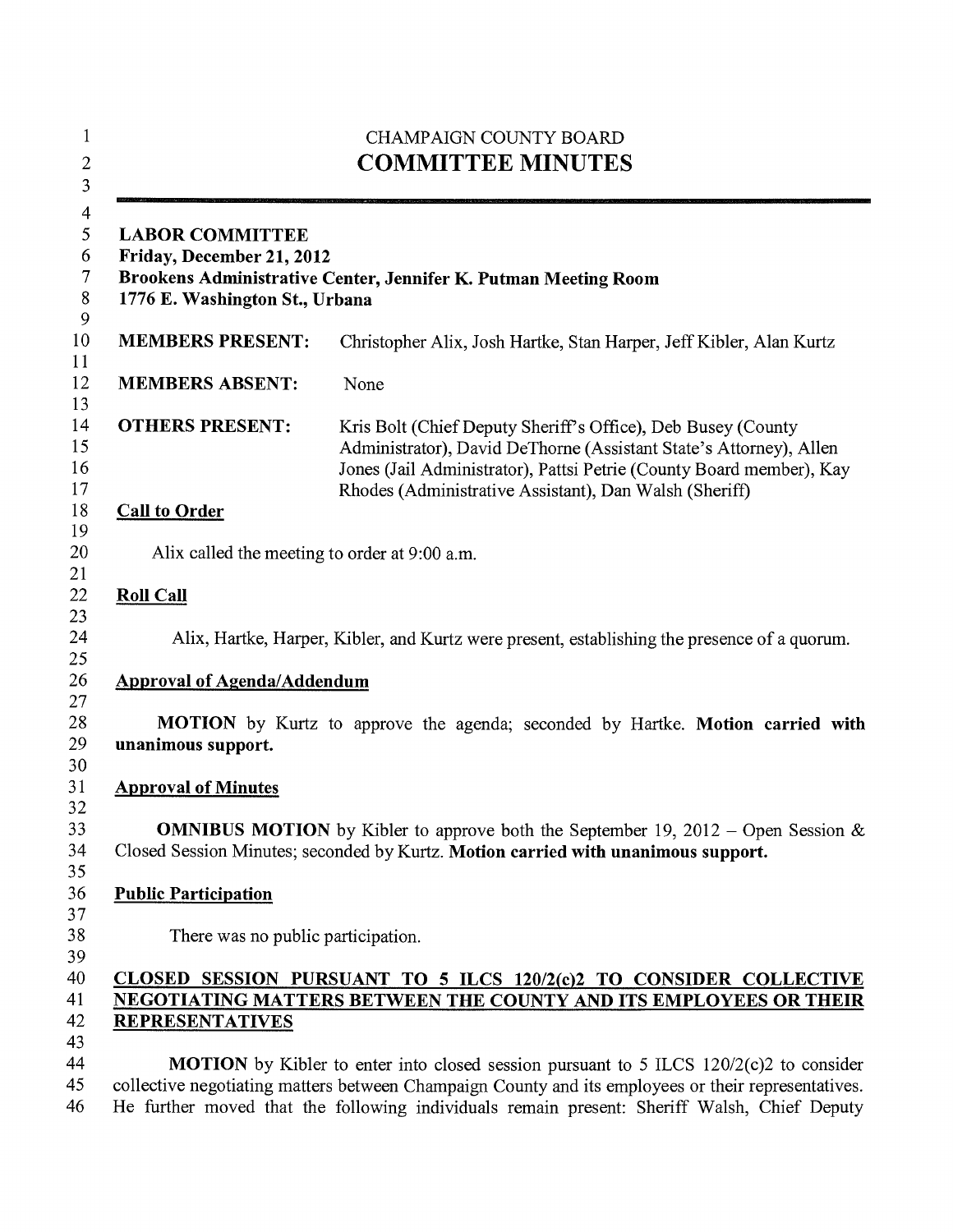CHAMPAIGN COUNTY BOARD

# COMMITTEE MINUTES

---

**LABOR COMMITTEE**
**Friday, December 21, 2012**
**Brookens Administrative Center, Jennifer K. Putman Meeting Room**
**1776 E. Washington St., Urbana**

| | |
|---|---|
| **MEMBERS PRESENT:** | Christopher Alix, Josh Hartke, Stan Harper, Jeff Kibler, Alan Kurtz |
| **MEMBERS ABSENT:** | None |
| **OTHERS PRESENT:** | Kris Bolt (Chief Deputy Sheriff's Office), Deb Busey (County Administrator), David DeThorne (Assistant State's Attorney), Allen Jones (Jail Administrator), Pattsi Petrie (County Board member), Kay Rhodes (Administrative Assistant), Dan Walsh (Sheriff) |

## Call to Order

Alix called the meeting to order at 9:00 a.m.

## Roll Call

Alix, Hartke, Harper, Kibler, and Kurtz were present, establishing the presence of a quorum.

## Approval of Agenda/Addendum

**MOTION** by Kurtz to approve the agenda; seconded by Hartke. **Motion carried with unanimous support.**

## Approval of Minutes

**OMNIBUS MOTION** by Kibler to approve both the September 19, 2012 – Open Session & Closed Session Minutes; seconded by Kurtz. **Motion carried with unanimous support.**

## Public Participation

There was no public participation.

## CLOSED SESSION PURSUANT TO 5 ILCS 120/2(c)2 TO CONSIDER COLLECTIVE NEGOTIATING MATTERS BETWEEN THE COUNTY AND ITS EMPLOYEES OR THEIR REPRESENTATIVES

**MOTION** by Kibler to enter into closed session pursuant to 5 ILCS 120/2(c)2 to consider collective negotiating matters between Champaign County and its employees or their representatives. He further moved that the following individuals remain present: Sheriff Walsh, Chief Deputy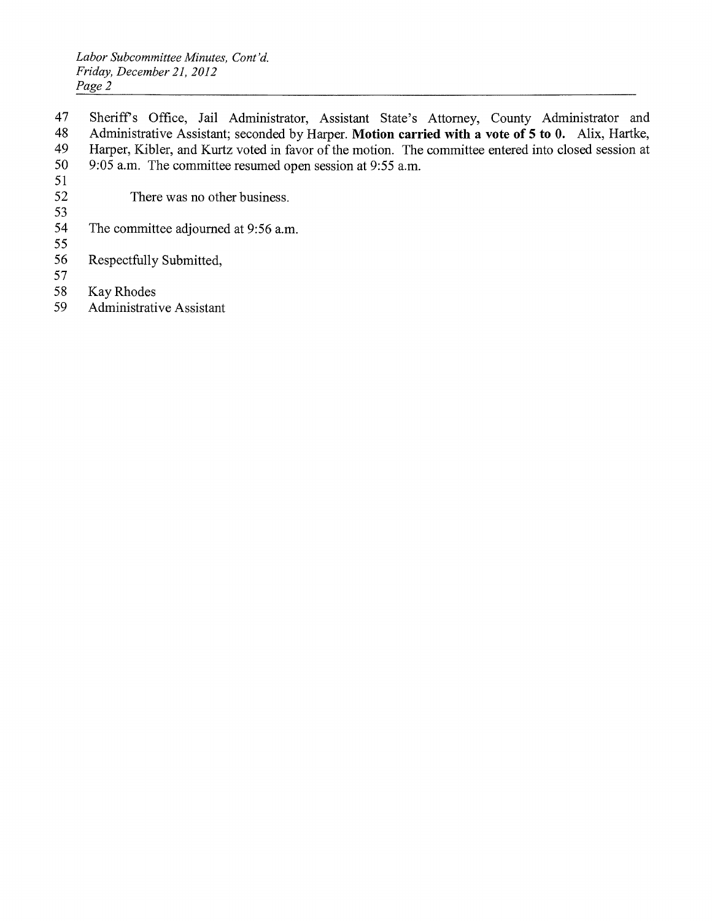Sheriff's Office, Jail Administrator, Assistant State's Attorney, County Administrator and Administrative Assistant; seconded by Harper. **Motion carried with a vote of 5 to 0.** Alix, Hartke, Harper, Kibler, and Kurtz voted in favor of the motion. The committee entered into closed session at 9:05 a.m. The committee resumed open session at 9:55 a.m.

There was no other business.

The committee adjourned at 9:56 a.m.

Respectfully Submitted,

Kay Rhodes
Administrative Assistant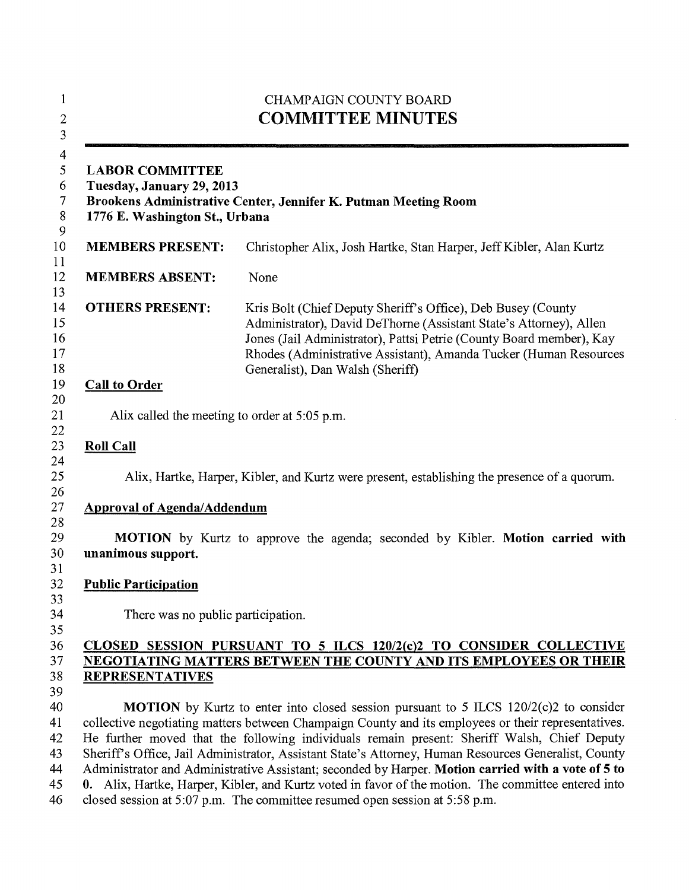CHAMPAIGN COUNTY BOARD

# COMMITTEE MINUTES

**LABOR COMMITTEE**
**Tuesday, January 29, 2013**
**Brookens Administrative Center, Jennifer K. Putman Meeting Room**
**1776 E. Washington St., Urbana**

**MEMBERS PRESENT:** Christopher Alix, Josh Hartke, Stan Harper, Jeff Kibler, Alan Kurtz

**MEMBERS ABSENT:** None

**OTHERS PRESENT:** Kris Bolt (Chief Deputy Sheriff's Office), Deb Busey (County Administrator), David DeThorne (Assistant State's Attorney), Allen Jones (Jail Administrator), Pattsi Petrie (County Board member), Kay Rhodes (Administrative Assistant), Amanda Tucker (Human Resources Generalist), Dan Walsh (Sheriff)

## Call to Order

Alix called the meeting to order at 5:05 p.m.

## Roll Call

Alix, Hartke, Harper, Kibler, and Kurtz were present, establishing the presence of a quorum.

## Approval of Agenda/Addendum

**MOTION** by Kurtz to approve the agenda; seconded by Kibler. **Motion carried with unanimous support.**

## Public Participation

There was no public participation.

## CLOSED SESSION PURSUANT TO 5 ILCS 120/2(c)2 TO CONSIDER COLLECTIVE NEGOTIATING MATTERS BETWEEN THE COUNTY AND ITS EMPLOYEES OR THEIR REPRESENTATIVES

**MOTION** by Kurtz to enter into closed session pursuant to 5 ILCS 120/2(c)2 to consider collective negotiating matters between Champaign County and its employees or their representatives. He further moved that the following individuals remain present: Sheriff Walsh, Chief Deputy Sheriff's Office, Jail Administrator, Assistant State's Attorney, Human Resources Generalist, County Administrator and Administrative Assistant; seconded by Harper. **Motion carried with a vote of 5 to 0.** Alix, Hartke, Harper, Kibler, and Kurtz voted in favor of the motion. The committee entered into closed session at 5:07 p.m. The committee resumed open session at 5:58 p.m.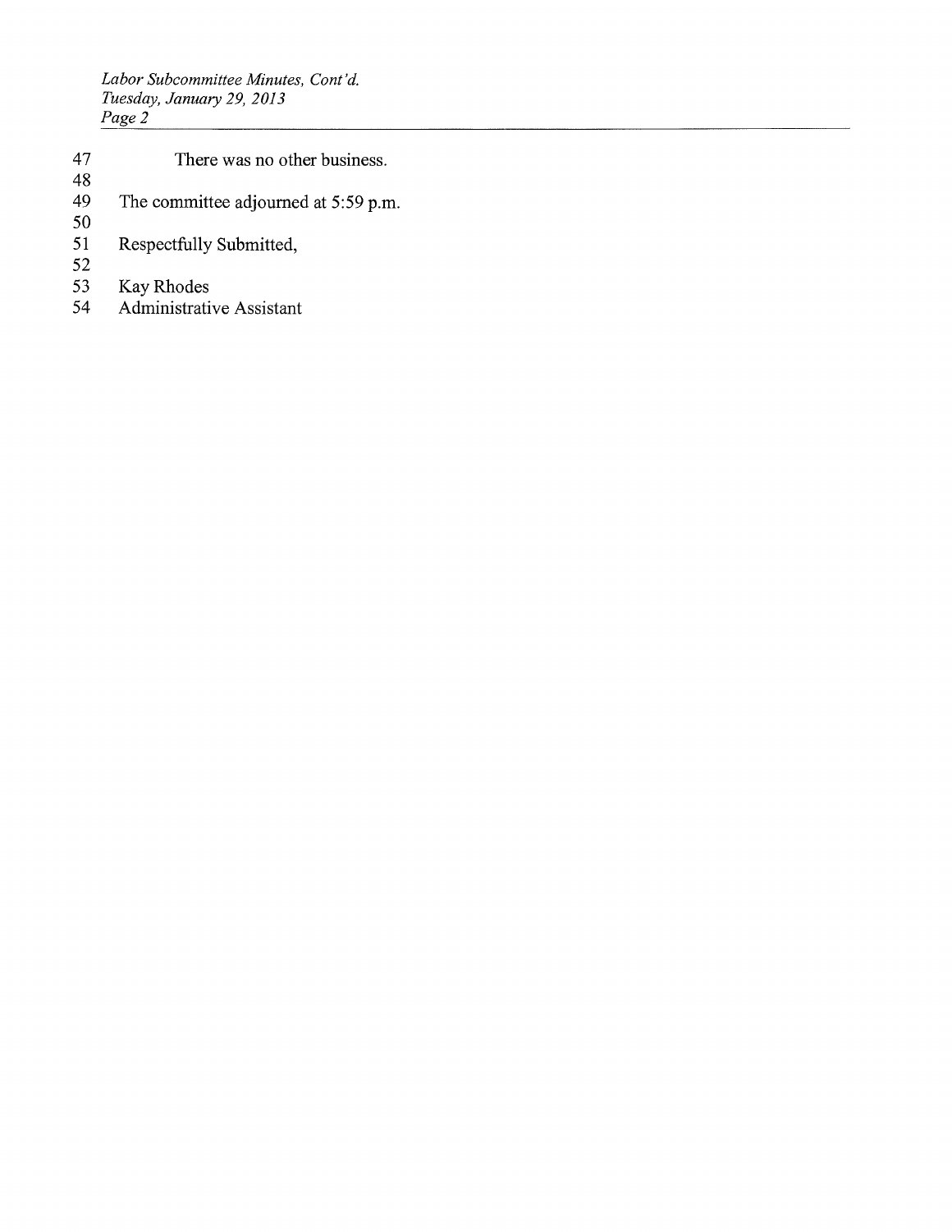There was no other business.

The committee adjourned at 5:59 p.m.

Respectfully Submitted,

Kay Rhodes
Administrative Assistant